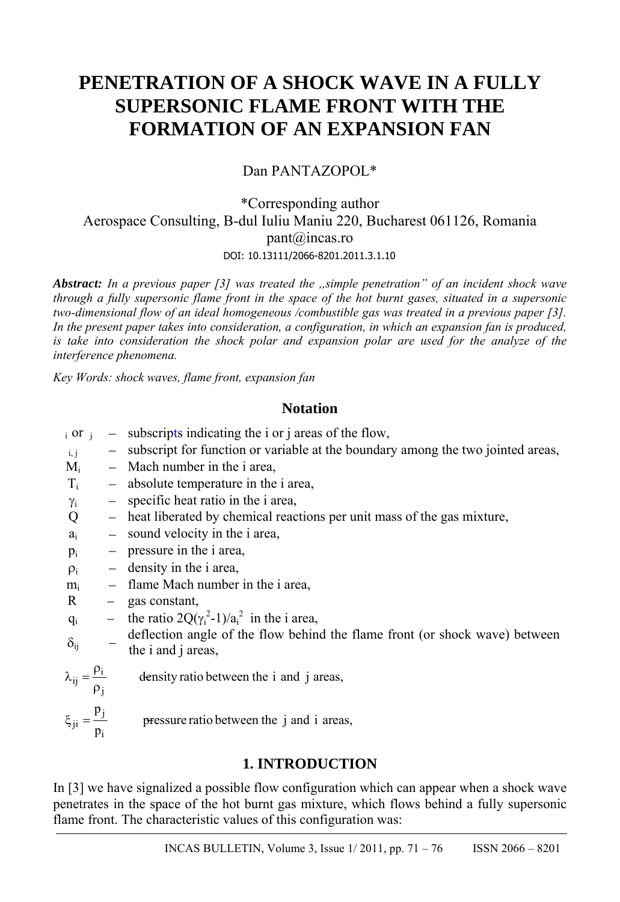# PENETRATION OF A SHOCK WAVE IN A FULLY SUPERSONIC FLAME FRONT WITH THE FORMATION OF AN EXPANSION FAN

Dan PANTAZOPOL*

*Corresponding author
Aerospace Consulting, B-dul Iuliu Maniu 220, Bucharest 061126, Romania
pant@incas.ro
DOI: 10.13111/2066-8201.2011.3.1.10

***Abstract:*** *In a previous paper [3] was treated the „simple penetration" of an incident shock wave through a fully supersonic flame front in the space of the hot burnt gases, situated in a supersonic two-dimensional flow of an ideal homogeneous /combustible gas was treated in a previous paper [3]. In the present paper takes into consideration, a configuration, in which an expansion fan is produced, is take into consideration the shock polar and expansion polar are used for the analyze of the interference phenomena.*

*Key Words: shock waves, flame front, expansion fan*

## Notation

- $_i$ or $_j$ – subscripts indicating the i or j areas of the flow,
- $_{i,j}$ – subscript for function or variable at the boundary among the two jointed areas,
- $M_i$ – Mach number in the i area,
- $T_i$ – absolute temperature in the i area,
- $\gamma_i$ – specific heat ratio in the i area,
- $Q$ – heat liberated by chemical reactions per unit mass of the gas mixture,
- $a_i$ – sound velocity in the i area,
- $p_i$ – pressure in the i area,
- $\rho_i$ – density in the i area,
- $m_i$ – flame Mach number in the i area,
- $R$ – gas constant,
- $q_i$ – the ratio $2Q(\gamma_i^2-1)/a_i^2$ in the i area,
- $\delta_{ij}$ – deflection angle of the flow behind the flame front (or shock wave) between the i and j areas,
- $\lambda_{ij} = \dfrac{\rho_i}{\rho_j}$ density ratio between the i and j areas,
- $\xi_{ji} = \dfrac{p_j}{p_i}$ pressure ratio between the j and i areas,

## 1. INTRODUCTION

In [3] we have signalized a possible flow configuration which can appear when a shock wave penetrates in the space of the hot burnt gas mixture, which flows behind a fully supersonic flame front. The characteristic values of this configuration was: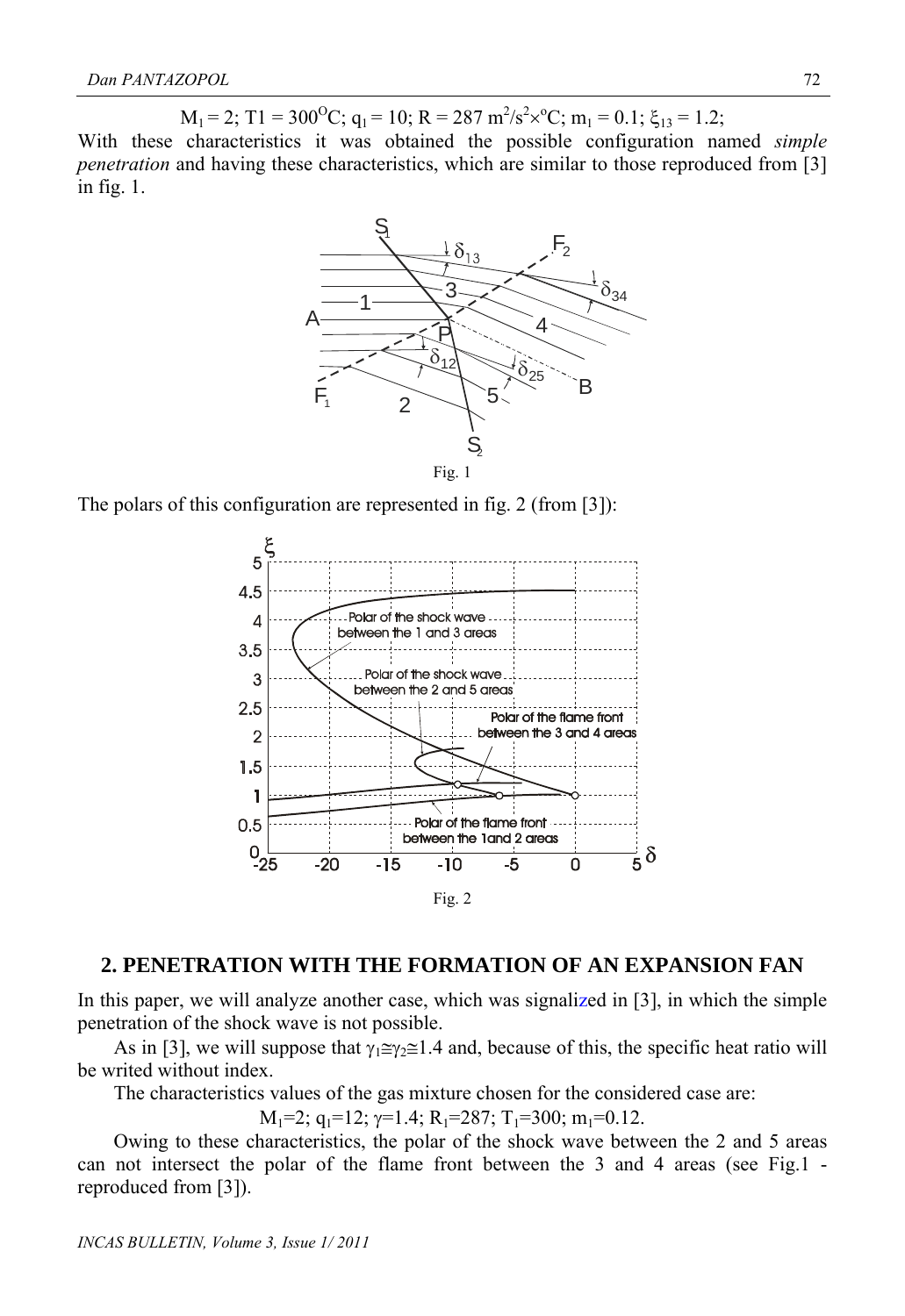$M_1 = 2$; $T1 = 300^{O}C$; $q_1 = 10$; $R = 287\ m^2/s^2 \times {}^{o}C$; $m_1 = 0.1$; $\xi_{13} = 1.2$;

With these characteristics it was obtained the possible configuration named *simple penetration* and having these characteristics, which are similar to those reproduced from [3] in fig. 1.

Fig. 1

The polars of this configuration are represented in fig. 2 (from [3]):

Fig. 2

## 2. PENETRATION WITH THE FORMATION OF AN EXPANSION FAN

In this paper, we will analyze another case, which was signalized in [3], in which the simple penetration of the shock wave is not possible.

As in [3], we will suppose that $\gamma_1 \cong \gamma_2 \cong 1.4$ and, because of this, the specific heat ratio will be writed without index.

The characteristics values of the gas mixture chosen for the considered case are:

$$M_1=2;\ q_1=12;\ \gamma=1.4;\ R_1=287;\ T_1=300;\ m_1=0.12.$$

Owing to these characteristics, the polar of the shock wave between the 2 and 5 areas can not intersect the polar of the flame front between the 3 and 4 areas (see Fig.1 - reproduced from [3]).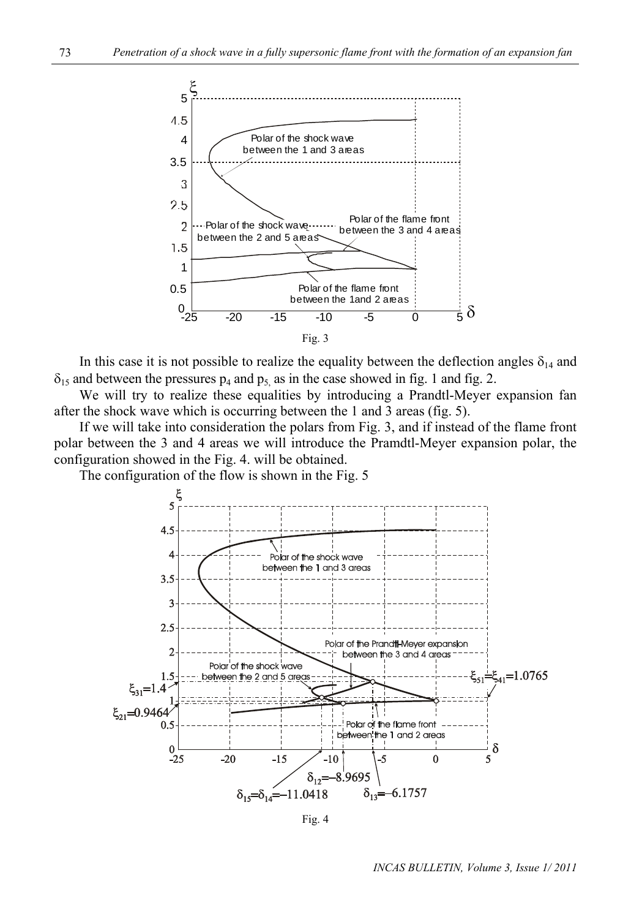Fig. 3

In this case it is not possible to realize the equality between the deflection angles $\delta_{14}$ and $\delta_{15}$ and between the pressures $p_4$ and $p_5$, as in the case showed in fig. 1 and fig. 2.

We will try to realize these equalities by introducing a Prandtl-Meyer expansion fan after the shock wave which is occurring between the 1 and 3 areas (fig. 5).

If we will take into consideration the polars from Fig. 3, and if instead of the flame front polar between the 3 and 4 areas we will introduce the Pramdtl-Meyer expansion polar, the configuration showed in the Fig. 4. will be obtained.

The configuration of the flow is shown in the Fig. 5

Fig. 4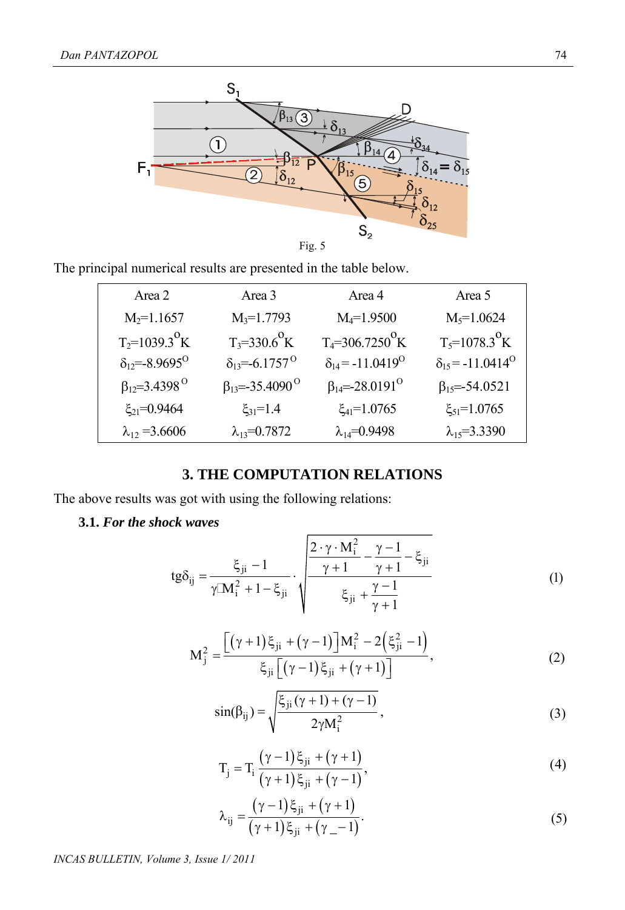Fig. 5

The principal numerical results are presented in the table below.

| Area 2 | Area 3 | Area 4 | Area 5 |
|---|---|---|---|
| $M_2$=1.1657 | $M_3$=1.7793 | $M_4$=1.9500 | $M_5$=1.0624 |
| $T_2$=1039.3$^{O}$K | $T_3$=330.6$^{O}$K | $T_4$=306.7250$^{O}$K | $T_5$=1078.3$^{O}$K |
| $\delta_{12}$=-8.9695$^{O}$ | $\delta_{13}$=-6.1757$^{O}$ | $\delta_{14}$= -11.0419$^{O}$ | $\delta_{15}$= -11.0414$^{O}$ |
| $\beta_{12}$=3.4398$^{O}$ | $\beta_{13}$=-35.4090$^{O}$ | $\beta_{14}$=-28.0191$^{O}$ | $\beta_{15}$=-54.0521 |
| $\xi_{21}$=0.9464 | $\xi_{31}$=1.4 | $\xi_{41}$=1.0765 | $\xi_{51}$=1.0765 |
| $\lambda_{12}$ =3.6606 | $\lambda_{13}$=0.7872 | $\lambda_{14}$=0.9498 | $\lambda_{15}$=3.3390 |

## 3. THE COMPUTATION RELATIONS

The above results was got with using the following relations:

### 3.1. *For the shock waves*

$$\mathrm{tg}\delta_{ij} = \frac{\xi_{ji} - 1}{\gamma M_i^2 + 1 - \xi_{ji}} \cdot \sqrt{\frac{\dfrac{2 \cdot \gamma \cdot M_i^2}{\gamma + 1} - \dfrac{\gamma - 1}{\gamma + 1} - \xi_{ji}}{\xi_{ji} + \dfrac{\gamma - 1}{\gamma + 1}}} \tag{1}$$

$$M_j^2 = \frac{\left[(\gamma+1)\xi_{ji} + (\gamma-1)\right] M_i^2 - 2\left(\xi_{ji}^2 - 1\right)}{\xi_{ji}\left[(\gamma-1)\xi_{ji} + (\gamma+1)\right]}, \tag{2}$$

$$\sin(\beta_{ij}) = \sqrt{\frac{\xi_{ji}(\gamma+1) + (\gamma-1)}{2\gamma M_i^2}}, \tag{3}$$

$$T_j = T_i \frac{(\gamma-1)\xi_{ji} + (\gamma+1)}{(\gamma+1)\xi_{ji} + (\gamma-1)}, \tag{4}$$

$$\lambda_{ij} = \frac{(\gamma-1)\xi_{ji} + (\gamma+1)}{(\gamma+1)\xi_{ji} + (\gamma-1)}. \tag{5}$$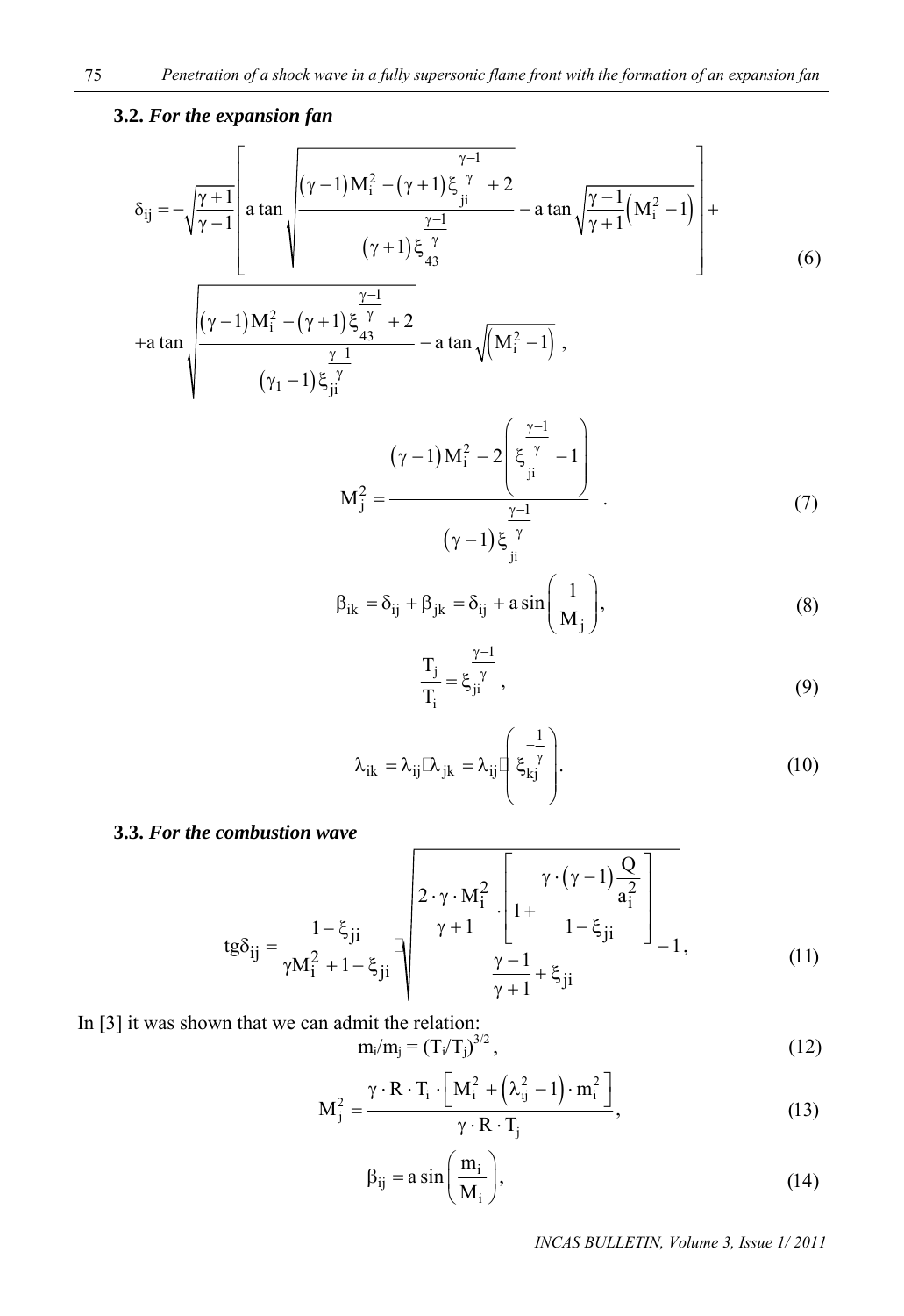### 3.2. *For the expansion fan*

$$\delta_{ij} = -\sqrt{\frac{\gamma+1}{\gamma-1}} \left[ \operatorname{a\,tan} \sqrt{\frac{(\gamma-1) M_i^2 - (\gamma+1) \xi_{ji}^{\frac{\gamma-1}{\gamma}} + 2}{(\gamma+1) \xi_{43}^{\frac{\gamma-1}{\gamma}}}} - \operatorname{a\,tan} \sqrt{\frac{\gamma-1}{\gamma+1}\left(M_i^2 - 1\right)} \right] + \tag{6}$$

$$+ \operatorname{a\,tan} \sqrt{\frac{(\gamma-1) M_i^2 - (\gamma+1) \xi_{43}^{\frac{\gamma-1}{\gamma}} + 2}{(\gamma_1 - 1) \xi_{ji}^{\frac{\gamma-1}{\gamma}}}} - \operatorname{a\,tan} \sqrt{\left(M_i^2 - 1\right)},$$

$$M_j^2 = \frac{(\gamma-1) M_i^2 - 2\left(\xi_{ji}^{\frac{\gamma-1}{\gamma}} - 1\right)}{(\gamma-1) \xi_{ji}^{\frac{\gamma-1}{\gamma}}}. \tag{7}$$

$$\beta_{ik} = \delta_{ij} + \beta_{jk} = \delta_{ij} + \operatorname{a\,sin}\left(\frac{1}{M_j}\right), \tag{8}$$

$$\frac{T_j}{T_i} = \xi_{ji}^{\frac{\gamma-1}{\gamma}}, \tag{9}$$

$$\lambda_{ik} = \lambda_{ij} \cdot \lambda_{jk} = \lambda_{ij} \cdot \left( \xi_{kj}^{-\frac{1}{\gamma}} \right). \tag{10}$$

### 3.3. *For the combustion wave*

$$\operatorname{tg}\delta_{ij} = \frac{1 - \xi_{ji}}{\gamma M_i^2 + 1 - \xi_{ji}} \cdot \sqrt{\frac{\frac{2 \cdot \gamma \cdot M_i^2}{\gamma+1} \cdot \left[ 1 + \frac{\gamma \cdot (\gamma-1) \frac{Q}{a_i^2}}{1 - \xi_{ji}} \right]}{\frac{\gamma-1}{\gamma+1} + \xi_{ji}} - 1}, \tag{11}$$

In [3] it was shown that we can admit the relation:

$$m_i / m_j = (T_i / T_j)^{3/2}, \tag{12}$$

$$M_j^2 = \frac{\gamma \cdot R \cdot T_i \cdot \left[ M_i^2 + \left(\lambda_{ij}^2 - 1\right) \cdot m_i^2 \right]}{\gamma \cdot R \cdot T_j}, \tag{13}$$

$$\beta_{ij} = \operatorname{a\,sin}\left(\frac{m_i}{M_i}\right), \tag{14}$$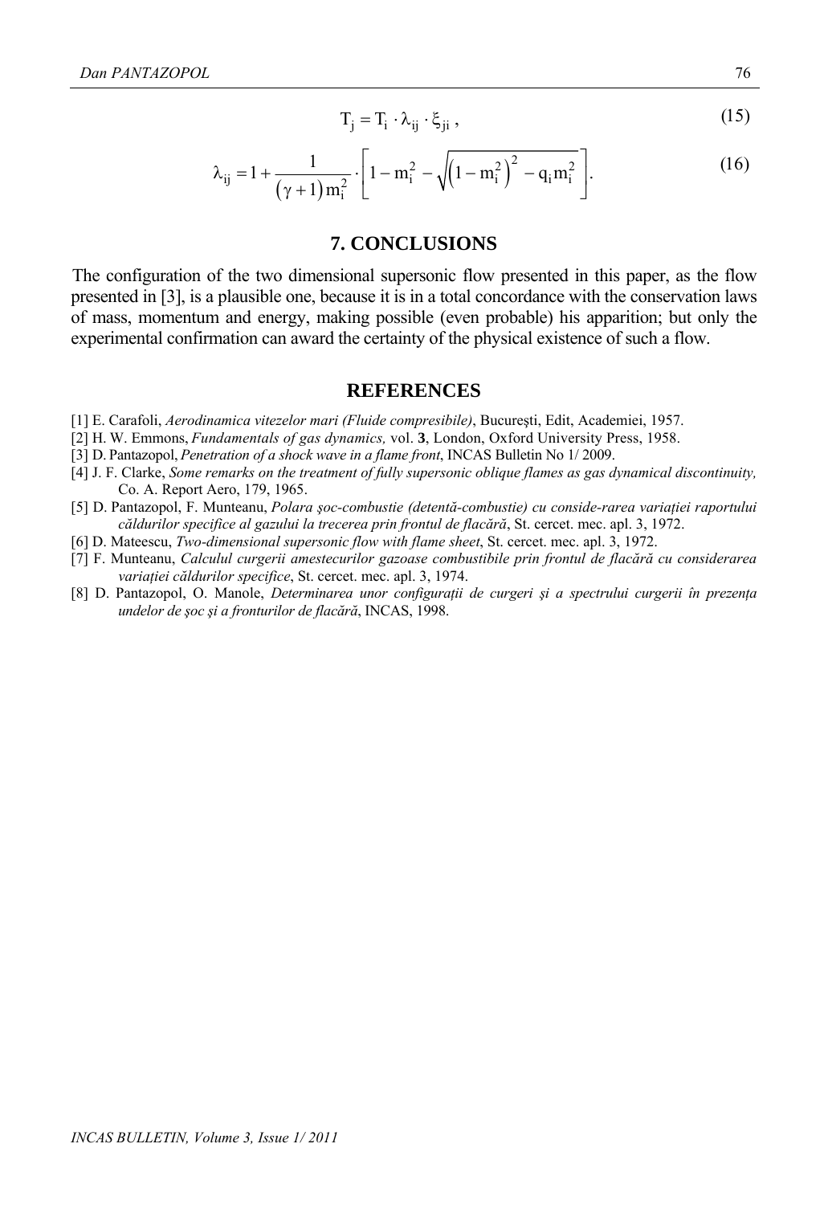$$T_j = T_i \cdot \lambda_{ij} \cdot \xi_{ji} \,, \tag{15}$$

$$\lambda_{ij} = 1 + \frac{1}{(\gamma+1)m_i^2} \cdot \left[ 1 - m_i^2 - \sqrt{\left(1 - m_i^2\right)^2 - q_i m_i^2} \right]. \tag{16}$$

## 7. CONCLUSIONS

The configuration of the two dimensional supersonic flow presented in this paper, as the flow presented in [3], is a plausible one, because it is in a total concordance with the conservation laws of mass, momentum and energy, making possible (even probable) his apparition; but only the experimental confirmation can award the certainty of the physical existence of such a flow.

## REFERENCES

[1] E. Carafoli, *Aerodinamica vitezelor mari (Fluide compresibile)*, Bucureşti, Edit, Academiei, 1957.

[2] H. W. Emmons, *Fundamentals of gas dynamics,* vol. **3**, London, Oxford University Press, 1958.

[3] D. Pantazopol, *Penetration of a shock wave in a flame front*, INCAS Bulletin No 1/ 2009.

[4] J. F. Clarke, *Some remarks on the treatment of fully supersonic oblique flames as gas dynamical discontinuity,* Co. A. Report Aero, 179, 1965.

[5] D. Pantazopol, F. Munteanu, *Polara şoc-combustie (detentă-combustie) cu conside-rarea variaţiei raportului căldurilor specifice al gazului la trecerea prin frontul de flacără*, St. cercet. mec. apl. 3, 1972.

[6] D. Mateescu, *Two-dimensional supersonic flow with flame sheet*, St. cercet. mec. apl. 3, 1972.

[7] F. Munteanu, *Calculul curgerii amestecurilor gazoase combustibile prin frontul de flacără cu considerarea variaţiei căldurilor specifice*, St. cercet. mec. apl. 3, 1974.

[8] D. Pantazopol, O. Manole, *Determinarea unor configuraţii de curgeri şi a spectrului curgerii în prezenţa undelor de şoc şi a fronturilor de flacără*, INCAS, 1998.